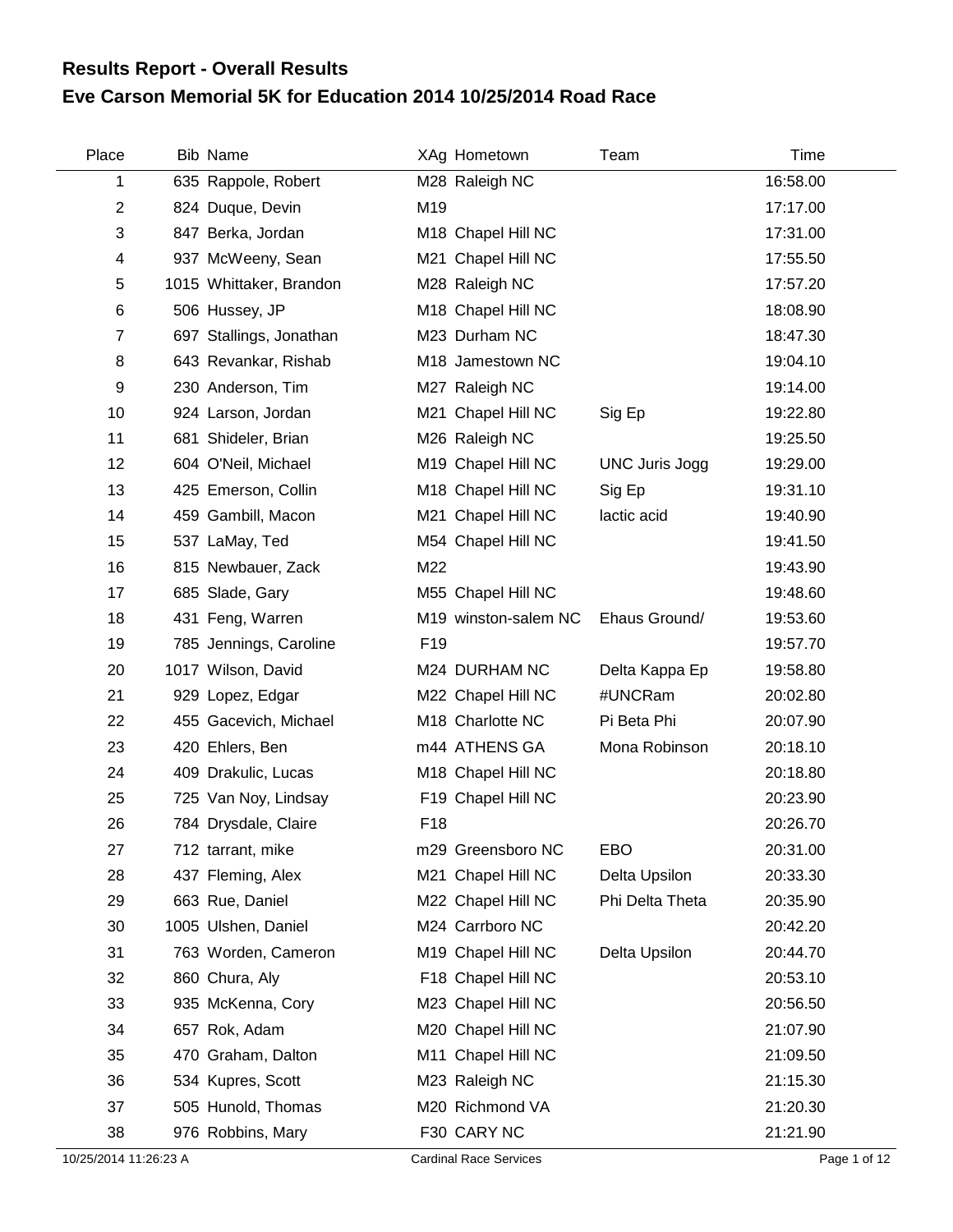# Results Report - Overall Results

## Eve Carson Memorial 5K for Education 2014 10/25/2014 Road Race

| Place | Bib | Name | XAg | Hometown | Team | Time |
|---|---|---|---|---|---|---|
| 1 | 635 | Rappole, Robert | M28 | Raleigh NC | | 16:58.00 |
| 2 | 824 | Duque, Devin | M19 | | | 17:17.00 |
| 3 | 847 | Berka, Jordan | M18 | Chapel Hill NC | | 17:31.00 |
| 4 | 937 | McWeeny, Sean | M21 | Chapel Hill NC | | 17:55.50 |
| 5 | 1015 | Whittaker, Brandon | M28 | Raleigh NC | | 17:57.20 |
| 6 | 506 | Hussey, JP | M18 | Chapel Hill NC | | 18:08.90 |
| 7 | 697 | Stallings, Jonathan | M23 | Durham NC | | 18:47.30 |
| 8 | 643 | Revankar, Rishab | M18 | Jamestown NC | | 19:04.10 |
| 9 | 230 | Anderson, Tim | M27 | Raleigh NC | | 19:14.00 |
| 10 | 924 | Larson, Jordan | M21 | Chapel Hill NC | Sig Ep | 19:22.80 |
| 11 | 681 | Shideler, Brian | M26 | Raleigh NC | | 19:25.50 |
| 12 | 604 | O'Neil, Michael | M19 | Chapel Hill NC | UNC Juris Jogg | 19:29.00 |
| 13 | 425 | Emerson, Collin | M18 | Chapel Hill NC | Sig Ep | 19:31.10 |
| 14 | 459 | Gambill, Macon | M21 | Chapel Hill NC | lactic acid | 19:40.90 |
| 15 | 537 | LaMay, Ted | M54 | Chapel Hill NC | | 19:41.50 |
| 16 | 815 | Newbauer, Zack | M22 | | | 19:43.90 |
| 17 | 685 | Slade, Gary | M55 | Chapel Hill NC | | 19:48.60 |
| 18 | 431 | Feng, Warren | M19 | winston-salem NC | Ehaus Ground/ | 19:53.60 |
| 19 | 785 | Jennings, Caroline | F19 | | | 19:57.70 |
| 20 | 1017 | Wilson, David | M24 | DURHAM NC | Delta Kappa Ep | 19:58.80 |
| 21 | 929 | Lopez, Edgar | M22 | Chapel Hill NC | #UNCRam | 20:02.80 |
| 22 | 455 | Gacevich, Michael | M18 | Charlotte NC | Pi Beta Phi | 20:07.90 |
| 23 | 420 | Ehlers, Ben | m44 | ATHENS GA | Mona Robinson | 20:18.10 |
| 24 | 409 | Drakulic, Lucas | M18 | Chapel Hill NC | | 20:18.80 |
| 25 | 725 | Van Noy, Lindsay | F19 | Chapel Hill NC | | 20:23.90 |
| 26 | 784 | Drysdale, Claire | F18 | | | 20:26.70 |
| 27 | 712 | tarrant, mike | m29 | Greensboro NC | EBO | 20:31.00 |
| 28 | 437 | Fleming, Alex | M21 | Chapel Hill NC | Delta Upsilon | 20:33.30 |
| 29 | 663 | Rue, Daniel | M22 | Chapel Hill NC | Phi Delta Theta | 20:35.90 |
| 30 | 1005 | Ulshen, Daniel | M24 | Carrboro NC | | 20:42.20 |
| 31 | 763 | Worden, Cameron | M19 | Chapel Hill NC | Delta Upsilon | 20:44.70 |
| 32 | 860 | Chura, Aly | F18 | Chapel Hill NC | | 20:53.10 |
| 33 | 935 | McKenna, Cory | M23 | Chapel Hill NC | | 20:56.50 |
| 34 | 657 | Rok, Adam | M20 | Chapel Hill NC | | 21:07.90 |
| 35 | 470 | Graham, Dalton | M11 | Chapel Hill NC | | 21:09.50 |
| 36 | 534 | Kupres, Scott | M23 | Raleigh NC | | 21:15.30 |
| 37 | 505 | Hunold, Thomas | M20 | Richmond VA | | 21:20.30 |
| 38 | 976 | Robbins, Mary | F30 | CARY NC | | 21:21.90 |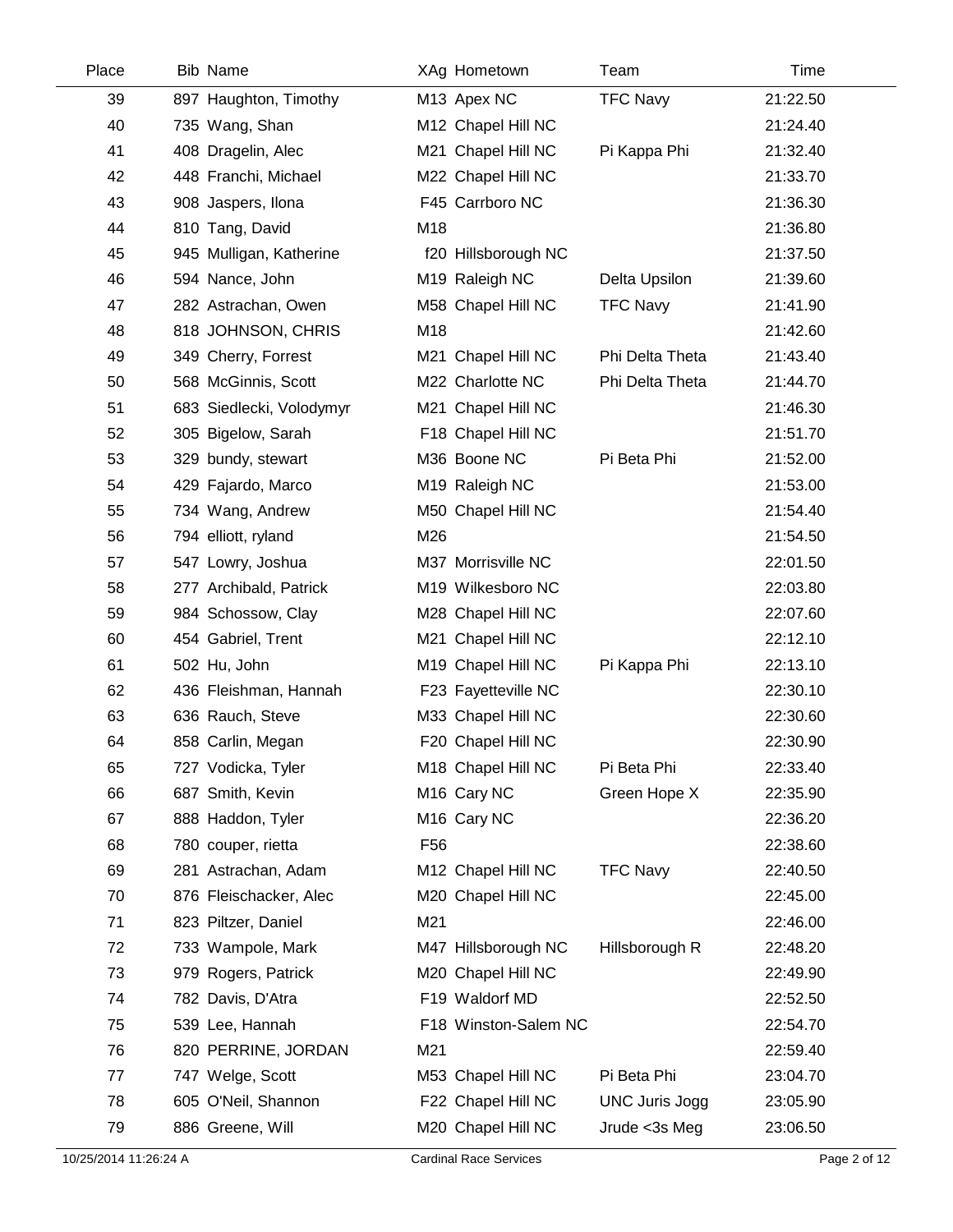| Place | Bib | Name | XAg | Hometown | Team | Time |
|---|---|---|---|---|---|---|
| 39 | 897 | Haughton, Timothy | M13 | Apex NC | TFC Navy | 21:22.50 |
| 40 | 735 | Wang, Shan | M12 | Chapel Hill NC | | 21:24.40 |
| 41 | 408 | Dragelin, Alec | M21 | Chapel Hill NC | Pi Kappa Phi | 21:32.40 |
| 42 | 448 | Franchi, Michael | M22 | Chapel Hill NC | | 21:33.70 |
| 43 | 908 | Jaspers, Ilona | F45 | Carrboro NC | | 21:36.30 |
| 44 | 810 | Tang, David | M18 | | | 21:36.80 |
| 45 | 945 | Mulligan, Katherine | f20 | Hillsborough NC | | 21:37.50 |
| 46 | 594 | Nance, John | M19 | Raleigh NC | Delta Upsilon | 21:39.60 |
| 47 | 282 | Astrachan, Owen | M58 | Chapel Hill NC | TFC Navy | 21:41.90 |
| 48 | 818 | JOHNSON, CHRIS | M18 | | | 21:42.60 |
| 49 | 349 | Cherry, Forrest | M21 | Chapel Hill NC | Phi Delta Theta | 21:43.40 |
| 50 | 568 | McGinnis, Scott | M22 | Charlotte NC | Phi Delta Theta | 21:44.70 |
| 51 | 683 | Siedlecki, Volodymyr | M21 | Chapel Hill NC | | 21:46.30 |
| 52 | 305 | Bigelow, Sarah | F18 | Chapel Hill NC | | 21:51.70 |
| 53 | 329 | bundy, stewart | M36 | Boone NC | Pi Beta Phi | 21:52.00 |
| 54 | 429 | Fajardo, Marco | M19 | Raleigh NC | | 21:53.00 |
| 55 | 734 | Wang, Andrew | M50 | Chapel Hill NC | | 21:54.40 |
| 56 | 794 | elliott, ryland | M26 | | | 21:54.50 |
| 57 | 547 | Lowry, Joshua | M37 | Morrisville NC | | 22:01.50 |
| 58 | 277 | Archibald, Patrick | M19 | Wilkesboro NC | | 22:03.80 |
| 59 | 984 | Schossow, Clay | M28 | Chapel Hill NC | | 22:07.60 |
| 60 | 454 | Gabriel, Trent | M21 | Chapel Hill NC | | 22:12.10 |
| 61 | 502 | Hu, John | M19 | Chapel Hill NC | Pi Kappa Phi | 22:13.10 |
| 62 | 436 | Fleishman, Hannah | F23 | Fayetteville NC | | 22:30.10 |
| 63 | 636 | Rauch, Steve | M33 | Chapel Hill NC | | 22:30.60 |
| 64 | 858 | Carlin, Megan | F20 | Chapel Hill NC | | 22:30.90 |
| 65 | 727 | Vodicka, Tyler | M18 | Chapel Hill NC | Pi Beta Phi | 22:33.40 |
| 66 | 687 | Smith, Kevin | M16 | Cary NC | Green Hope X | 22:35.90 |
| 67 | 888 | Haddon, Tyler | M16 | Cary NC | | 22:36.20 |
| 68 | 780 | couper, rietta | F56 | | | 22:38.60 |
| 69 | 281 | Astrachan, Adam | M12 | Chapel Hill NC | TFC Navy | 22:40.50 |
| 70 | 876 | Fleischacker, Alec | M20 | Chapel Hill NC | | 22:45.00 |
| 71 | 823 | Piltzer, Daniel | M21 | | | 22:46.00 |
| 72 | 733 | Wampole, Mark | M47 | Hillsborough NC | Hillsborough R | 22:48.20 |
| 73 | 979 | Rogers, Patrick | M20 | Chapel Hill NC | | 22:49.90 |
| 74 | 782 | Davis, D'Atra | F19 | Waldorf MD | | 22:52.50 |
| 75 | 539 | Lee, Hannah | F18 | Winston-Salem NC | | 22:54.70 |
| 76 | 820 | PERRINE, JORDAN | M21 | | | 22:59.40 |
| 77 | 747 | Welge, Scott | M53 | Chapel Hill NC | Pi Beta Phi | 23:04.70 |
| 78 | 605 | O'Neil, Shannon | F22 | Chapel Hill NC | UNC Juris Jogg | 23:05.90 |
| 79 | 886 | Greene, Will | M20 | Chapel Hill NC | Jrude <3s Meg | 23:06.50 |

10/25/2014 11:26:24 A — Cardinal Race Services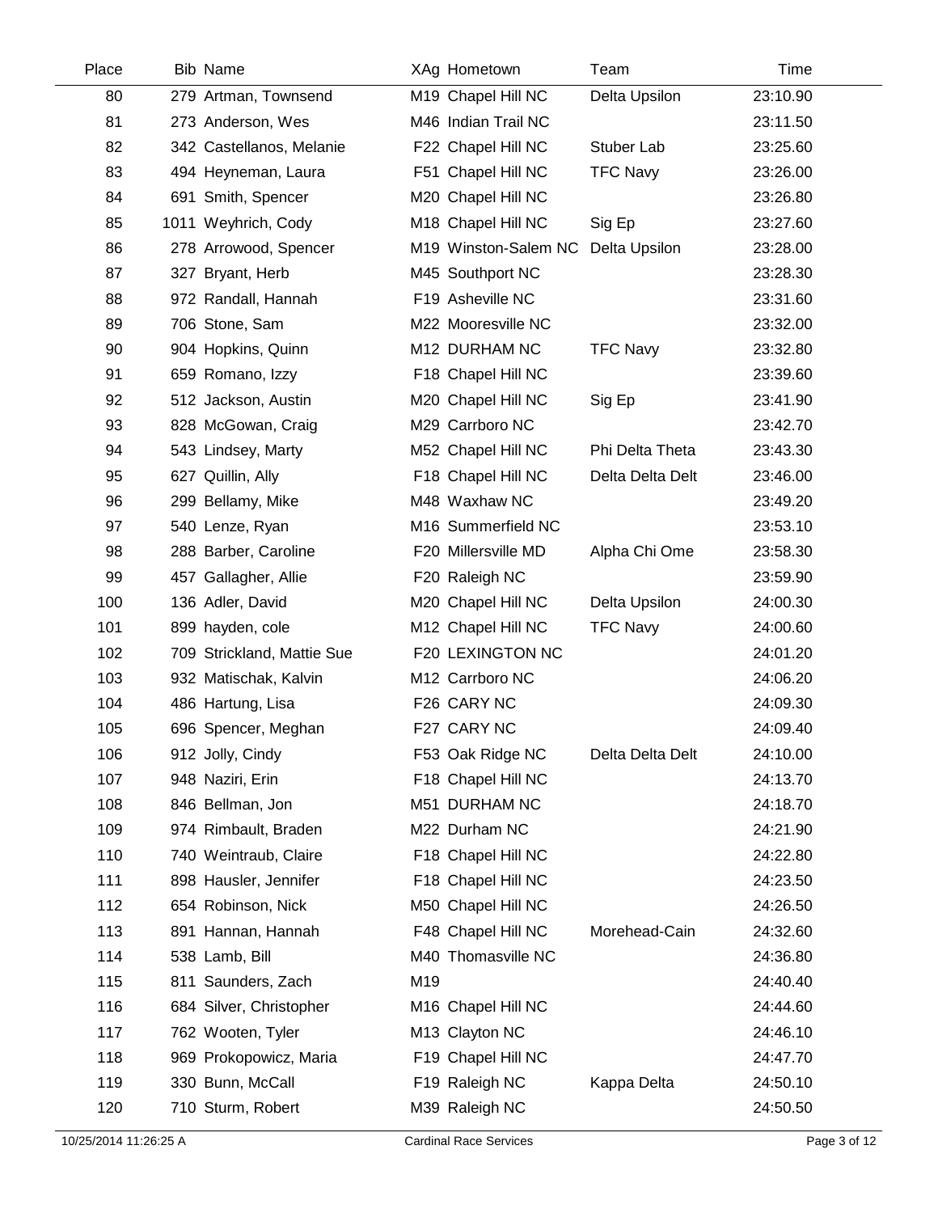| Place | Bib | Name | XAg | Hometown | Team | Time |
|---|---|---|---|---|---|---|
| 80 | 279 | Artman, Townsend | M19 | Chapel Hill NC | Delta Upsilon | 23:10.90 |
| 81 | 273 | Anderson, Wes | M46 | Indian Trail NC | | 23:11.50 |
| 82 | 342 | Castellanos, Melanie | F22 | Chapel Hill NC | Stuber Lab | 23:25.60 |
| 83 | 494 | Heyneman, Laura | F51 | Chapel Hill NC | TFC Navy | 23:26.00 |
| 84 | 691 | Smith, Spencer | M20 | Chapel Hill NC | | 23:26.80 |
| 85 | 1011 | Weyhrich, Cody | M18 | Chapel Hill NC | Sig Ep | 23:27.60 |
| 86 | 278 | Arrowood, Spencer | M19 | Winston-Salem NC | Delta Upsilon | 23:28.00 |
| 87 | 327 | Bryant, Herb | M45 | Southport NC | | 23:28.30 |
| 88 | 972 | Randall, Hannah | F19 | Asheville NC | | 23:31.60 |
| 89 | 706 | Stone, Sam | M22 | Mooresville NC | | 23:32.00 |
| 90 | 904 | Hopkins, Quinn | M12 | DURHAM NC | TFC Navy | 23:32.80 |
| 91 | 659 | Romano, Izzy | F18 | Chapel Hill NC | | 23:39.60 |
| 92 | 512 | Jackson, Austin | M20 | Chapel Hill NC | Sig Ep | 23:41.90 |
| 93 | 828 | McGowan, Craig | M29 | Carrboro NC | | 23:42.70 |
| 94 | 543 | Lindsey, Marty | M52 | Chapel Hill NC | Phi Delta Theta | 23:43.30 |
| 95 | 627 | Quillin, Ally | F18 | Chapel Hill NC | Delta Delta Delt | 23:46.00 |
| 96 | 299 | Bellamy, Mike | M48 | Waxhaw NC | | 23:49.20 |
| 97 | 540 | Lenze, Ryan | M16 | Summerfield NC | | 23:53.10 |
| 98 | 288 | Barber, Caroline | F20 | Millersville MD | Alpha Chi Ome | 23:58.30 |
| 99 | 457 | Gallagher, Allie | F20 | Raleigh NC | | 23:59.90 |
| 100 | 136 | Adler, David | M20 | Chapel Hill NC | Delta Upsilon | 24:00.30 |
| 101 | 899 | hayden, cole | M12 | Chapel Hill NC | TFC Navy | 24:00.60 |
| 102 | 709 | Strickland, Mattie Sue | F20 | LEXINGTON NC | | 24:01.20 |
| 103 | 932 | Matischak, Kalvin | M12 | Carrboro NC | | 24:06.20 |
| 104 | 486 | Hartung, Lisa | F26 | CARY NC | | 24:09.30 |
| 105 | 696 | Spencer, Meghan | F27 | CARY NC | | 24:09.40 |
| 106 | 912 | Jolly, Cindy | F53 | Oak Ridge NC | Delta Delta Delt | 24:10.00 |
| 107 | 948 | Naziri, Erin | F18 | Chapel Hill NC | | 24:13.70 |
| 108 | 846 | Bellman, Jon | M51 | DURHAM NC | | 24:18.70 |
| 109 | 974 | Rimbault, Braden | M22 | Durham NC | | 24:21.90 |
| 110 | 740 | Weintraub, Claire | F18 | Chapel Hill NC | | 24:22.80 |
| 111 | 898 | Hausler, Jennifer | F18 | Chapel Hill NC | | 24:23.50 |
| 112 | 654 | Robinson, Nick | M50 | Chapel Hill NC | | 24:26.50 |
| 113 | 891 | Hannan, Hannah | F48 | Chapel Hill NC | Morehead-Cain | 24:32.60 |
| 114 | 538 | Lamb, Bill | M40 | Thomasville NC | | 24:36.80 |
| 115 | 811 | Saunders, Zach | M19 | | | 24:40.40 |
| 116 | 684 | Silver, Christopher | M16 | Chapel Hill NC | | 24:44.60 |
| 117 | 762 | Wooten, Tyler | M13 | Clayton NC | | 24:46.10 |
| 118 | 969 | Prokopowicz, Maria | F19 | Chapel Hill NC | | 24:47.70 |
| 119 | 330 | Bunn, McCall | F19 | Raleigh NC | Kappa Delta | 24:50.10 |
| 120 | 710 | Sturm, Robert | M39 | Raleigh NC | | 24:50.50 |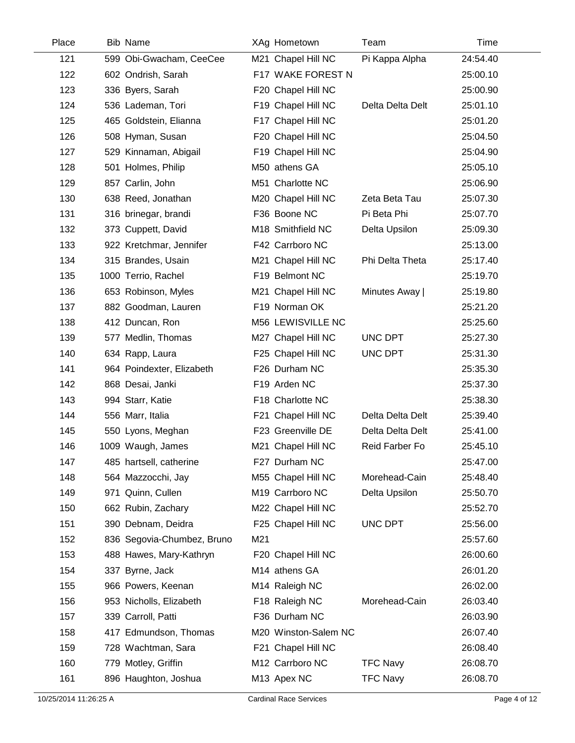| Place | Bib | Name | XAg | Hometown | Team | Time |
|---|---|---|---|---|---|---|
| 121 | 599 | Obi-Gwacham, CeeCee | M21 | Chapel Hill NC | Pi Kappa Alpha | 24:54.40 |
| 122 | 602 | Ondrish, Sarah | F17 | WAKE FOREST N | | 25:00.10 |
| 123 | 336 | Byers, Sarah | F20 | Chapel Hill NC | | 25:00.90 |
| 124 | 536 | Lademan, Tori | F19 | Chapel Hill NC | Delta Delta Delt | 25:01.10 |
| 125 | 465 | Goldstein, Elianna | F17 | Chapel Hill NC | | 25:01.20 |
| 126 | 508 | Hyman, Susan | F20 | Chapel Hill NC | | 25:04.50 |
| 127 | 529 | Kinnaman, Abigail | F19 | Chapel Hill NC | | 25:04.90 |
| 128 | 501 | Holmes, Philip | M50 | athens GA | | 25:05.10 |
| 129 | 857 | Carlin, John | M51 | Charlotte NC | | 25:06.90 |
| 130 | 638 | Reed, Jonathan | M20 | Chapel Hill NC | Zeta Beta Tau | 25:07.30 |
| 131 | 316 | brinegar, brandi | F36 | Boone NC | Pi Beta Phi | 25:07.70 |
| 132 | 373 | Cuppett, David | M18 | Smithfield NC | Delta Upsilon | 25:09.30 |
| 133 | 922 | Kretchmar, Jennifer | F42 | Carrboro NC | | 25:13.00 |
| 134 | 315 | Brandes, Usain | M21 | Chapel Hill NC | Phi Delta Theta | 25:17.40 |
| 135 | 1000 | Terrio, Rachel | F19 | Belmont NC | | 25:19.70 |
| 136 | 653 | Robinson, Myles | M21 | Chapel Hill NC | Minutes Away \| | 25:19.80 |
| 137 | 882 | Goodman, Lauren | F19 | Norman OK | | 25:21.20 |
| 138 | 412 | Duncan, Ron | M56 | LEWISVILLE NC | | 25:25.60 |
| 139 | 577 | Medlin, Thomas | M27 | Chapel Hill NC | UNC DPT | 25:27.30 |
| 140 | 634 | Rapp, Laura | F25 | Chapel Hill NC | UNC DPT | 25:31.30 |
| 141 | 964 | Poindexter, Elizabeth | F26 | Durham NC | | 25:35.30 |
| 142 | 868 | Desai, Janki | F19 | Arden NC | | 25:37.30 |
| 143 | 994 | Starr, Katie | F18 | Charlotte NC | | 25:38.30 |
| 144 | 556 | Marr, Italia | F21 | Chapel Hill NC | Delta Delta Delt | 25:39.40 |
| 145 | 550 | Lyons, Meghan | F23 | Greenville DE | Delta Delta Delt | 25:41.00 |
| 146 | 1009 | Waugh, James | M21 | Chapel Hill NC | Reid Farber Fo | 25:45.10 |
| 147 | 485 | hartsell, catherine | F27 | Durham NC | | 25:47.00 |
| 148 | 564 | Mazzocchi, Jay | M55 | Chapel Hill NC | Morehead-Cain | 25:48.40 |
| 149 | 971 | Quinn, Cullen | M19 | Carrboro NC | Delta Upsilon | 25:50.70 |
| 150 | 662 | Rubin, Zachary | M22 | Chapel Hill NC | | 25:52.70 |
| 151 | 390 | Debnam, Deidra | F25 | Chapel Hill NC | UNC DPT | 25:56.00 |
| 152 | 836 | Segovia-Chumbez, Bruno | M21 | | | 25:57.60 |
| 153 | 488 | Hawes, Mary-Kathryn | F20 | Chapel Hill NC | | 26:00.60 |
| 154 | 337 | Byrne, Jack | M14 | athens GA | | 26:01.20 |
| 155 | 966 | Powers, Keenan | M14 | Raleigh NC | | 26:02.00 |
| 156 | 953 | Nicholls, Elizabeth | F18 | Raleigh NC | Morehead-Cain | 26:03.40 |
| 157 | 339 | Carroll, Patti | F36 | Durham NC | | 26:03.90 |
| 158 | 417 | Edmundson, Thomas | M20 | Winston-Salem NC | | 26:07.40 |
| 159 | 728 | Wachtman, Sara | F21 | Chapel Hill NC | | 26:08.40 |
| 160 | 779 | Motley, Griffin | M12 | Carrboro NC | TFC Navy | 26:08.70 |
| 161 | 896 | Haughton, Joshua | M13 | Apex NC | TFC Navy | 26:08.70 |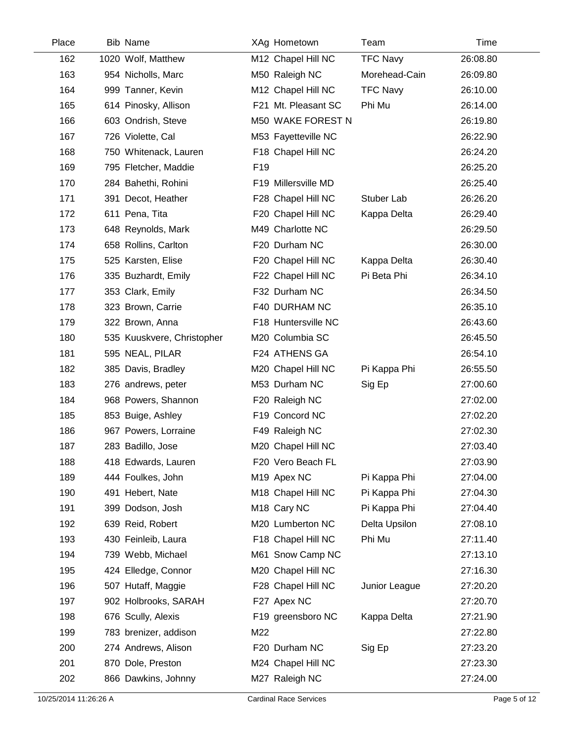| Place | Bib | Name | XAg | Hometown | Team | Time |
|---|---|---|---|---|---|---|
| 162 | 1020 | Wolf, Matthew | M12 | Chapel Hill NC | TFC Navy | 26:08.80 |
| 163 | 954 | Nicholls, Marc | M50 | Raleigh NC | Morehead-Cain | 26:09.80 |
| 164 | 999 | Tanner, Kevin | M12 | Chapel Hill NC | TFC Navy | 26:10.00 |
| 165 | 614 | Pinosky, Allison | F21 | Mt. Pleasant SC | Phi Mu | 26:14.00 |
| 166 | 603 | Ondrish, Steve | M50 | WAKE FOREST N | | 26:19.80 |
| 167 | 726 | Violette, Cal | M53 | Fayetteville NC | | 26:22.90 |
| 168 | 750 | Whitenack, Lauren | F18 | Chapel Hill NC | | 26:24.20 |
| 169 | 795 | Fletcher, Maddie | F19 | | | 26:25.20 |
| 170 | 284 | Bahethi, Rohini | F19 | Millersville MD | | 26:25.40 |
| 171 | 391 | Decot, Heather | F28 | Chapel Hill NC | Stuber Lab | 26:26.20 |
| 172 | 611 | Pena, Tita | F20 | Chapel Hill NC | Kappa Delta | 26:29.40 |
| 173 | 648 | Reynolds, Mark | M49 | Charlotte NC | | 26:29.50 |
| 174 | 658 | Rollins, Carlton | F20 | Durham NC | | 26:30.00 |
| 175 | 525 | Karsten, Elise | F20 | Chapel Hill NC | Kappa Delta | 26:30.40 |
| 176 | 335 | Buzhardt, Emily | F22 | Chapel Hill NC | Pi Beta Phi | 26:34.10 |
| 177 | 353 | Clark, Emily | F32 | Durham NC | | 26:34.50 |
| 178 | 323 | Brown, Carrie | F40 | DURHAM NC | | 26:35.10 |
| 179 | 322 | Brown, Anna | F18 | Huntersville NC | | 26:43.60 |
| 180 | 535 | Kuuskvere, Christopher | M20 | Columbia SC | | 26:45.50 |
| 181 | 595 | NEAL, PILAR | F24 | ATHENS GA | | 26:54.10 |
| 182 | 385 | Davis, Bradley | M20 | Chapel Hill NC | Pi Kappa Phi | 26:55.50 |
| 183 | 276 | andrews, peter | M53 | Durham NC | Sig Ep | 27:00.60 |
| 184 | 968 | Powers, Shannon | F20 | Raleigh NC | | 27:02.00 |
| 185 | 853 | Buige, Ashley | F19 | Concord NC | | 27:02.20 |
| 186 | 967 | Powers, Lorraine | F49 | Raleigh NC | | 27:02.30 |
| 187 | 283 | Badillo, Jose | M20 | Chapel Hill NC | | 27:03.40 |
| 188 | 418 | Edwards, Lauren | F20 | Vero Beach FL | | 27:03.90 |
| 189 | 444 | Foulkes, John | M19 | Apex NC | Pi Kappa Phi | 27:04.00 |
| 190 | 491 | Hebert, Nate | M18 | Chapel Hill NC | Pi Kappa Phi | 27:04.30 |
| 191 | 399 | Dodson, Josh | M18 | Cary NC | Pi Kappa Phi | 27:04.40 |
| 192 | 639 | Reid, Robert | M20 | Lumberton NC | Delta Upsilon | 27:08.10 |
| 193 | 430 | Feinleib, Laura | F18 | Chapel Hill NC | Phi Mu | 27:11.40 |
| 194 | 739 | Webb, Michael | M61 | Snow Camp NC | | 27:13.10 |
| 195 | 424 | Elledge, Connor | M20 | Chapel Hill NC | | 27:16.30 |
| 196 | 507 | Hutaff, Maggie | F28 | Chapel Hill NC | Junior League | 27:20.20 |
| 197 | 902 | Holbrooks, SARAH | F27 | Apex NC | | 27:20.70 |
| 198 | 676 | Scully, Alexis | F19 | greensboro NC | Kappa Delta | 27:21.90 |
| 199 | 783 | brenizer, addison | M22 | | | 27:22.80 |
| 200 | 274 | Andrews, Alison | F20 | Durham NC | Sig Ep | 27:23.20 |
| 201 | 870 | Dole, Preston | M24 | Chapel Hill NC | | 27:23.30 |
| 202 | 866 | Dawkins, Johnny | M27 | Raleigh NC | | 27:24.00 |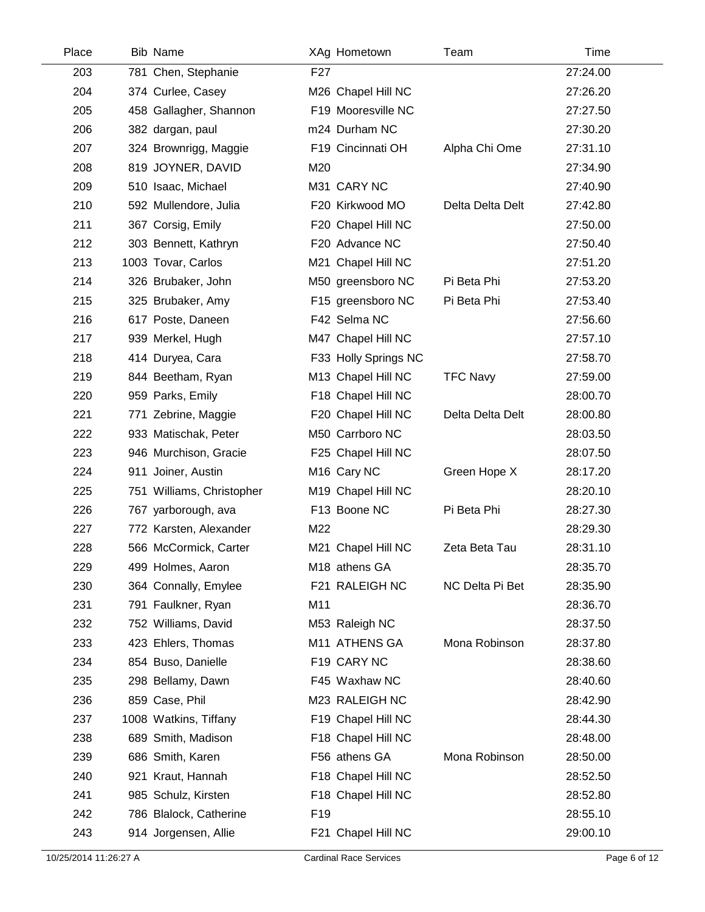| Place | Bib | Name | XAg | Hometown | Team | Time |
|---|---|---|---|---|---|---|
| 203 | 781 | Chen, Stephanie | F27 | | | 27:24.00 |
| 204 | 374 | Curlee, Casey | M26 | Chapel Hill NC | | 27:26.20 |
| 205 | 458 | Gallagher, Shannon | F19 | Mooresville NC | | 27:27.50 |
| 206 | 382 | dargan, paul | m24 | Durham NC | | 27:30.20 |
| 207 | 324 | Brownrigg, Maggie | F19 | Cincinnati OH | Alpha Chi Ome | 27:31.10 |
| 208 | 819 | JOYNER, DAVID | M20 | | | 27:34.90 |
| 209 | 510 | Isaac, Michael | M31 | CARY NC | | 27:40.90 |
| 210 | 592 | Mullendore, Julia | F20 | Kirkwood MO | Delta Delta Delt | 27:42.80 |
| 211 | 367 | Corsig, Emily | F20 | Chapel Hill NC | | 27:50.00 |
| 212 | 303 | Bennett, Kathryn | F20 | Advance NC | | 27:50.40 |
| 213 | 1003 | Tovar, Carlos | M21 | Chapel Hill NC | | 27:51.20 |
| 214 | 326 | Brubaker, John | M50 | greensboro NC | Pi Beta Phi | 27:53.20 |
| 215 | 325 | Brubaker, Amy | F15 | greensboro NC | Pi Beta Phi | 27:53.40 |
| 216 | 617 | Poste, Daneen | F42 | Selma NC | | 27:56.60 |
| 217 | 939 | Merkel, Hugh | M47 | Chapel Hill NC | | 27:57.10 |
| 218 | 414 | Duryea, Cara | F33 | Holly Springs NC | | 27:58.70 |
| 219 | 844 | Beetham, Ryan | M13 | Chapel Hill NC | TFC Navy | 27:59.00 |
| 220 | 959 | Parks, Emily | F18 | Chapel Hill NC | | 28:00.70 |
| 221 | 771 | Zebrine, Maggie | F20 | Chapel Hill NC | Delta Delta Delt | 28:00.80 |
| 222 | 933 | Matischak, Peter | M50 | Carrboro NC | | 28:03.50 |
| 223 | 946 | Murchison, Gracie | F25 | Chapel Hill NC | | 28:07.50 |
| 224 | 911 | Joiner, Austin | M16 | Cary NC | Green Hope X | 28:17.20 |
| 225 | 751 | Williams, Christopher | M19 | Chapel Hill NC | | 28:20.10 |
| 226 | 767 | yarborough, ava | F13 | Boone NC | Pi Beta Phi | 28:27.30 |
| 227 | 772 | Karsten, Alexander | M22 | | | 28:29.30 |
| 228 | 566 | McCormick, Carter | M21 | Chapel Hill NC | Zeta Beta Tau | 28:31.10 |
| 229 | 499 | Holmes, Aaron | M18 | athens GA | | 28:35.70 |
| 230 | 364 | Connally, Emylee | F21 | RALEIGH NC | NC Delta Pi Bet | 28:35.90 |
| 231 | 791 | Faulkner, Ryan | M11 | | | 28:36.70 |
| 232 | 752 | Williams, David | M53 | Raleigh NC | | 28:37.50 |
| 233 | 423 | Ehlers, Thomas | M11 | ATHENS GA | Mona Robinson | 28:37.80 |
| 234 | 854 | Buso, Danielle | F19 | CARY NC | | 28:38.60 |
| 235 | 298 | Bellamy, Dawn | F45 | Waxhaw NC | | 28:40.60 |
| 236 | 859 | Case, Phil | M23 | RALEIGH NC | | 28:42.90 |
| 237 | 1008 | Watkins, Tiffany | F19 | Chapel Hill NC | | 28:44.30 |
| 238 | 689 | Smith, Madison | F18 | Chapel Hill NC | | 28:48.00 |
| 239 | 686 | Smith, Karen | F56 | athens GA | Mona Robinson | 28:50.00 |
| 240 | 921 | Kraut, Hannah | F18 | Chapel Hill NC | | 28:52.50 |
| 241 | 985 | Schulz, Kirsten | F18 | Chapel Hill NC | | 28:52.80 |
| 242 | 786 | Blalock, Catherine | F19 | | | 28:55.10 |
| 243 | 914 | Jorgensen, Allie | F21 | Chapel Hill NC | | 29:00.10 |

10/25/2014 11:26:27 A — Cardinal Race Services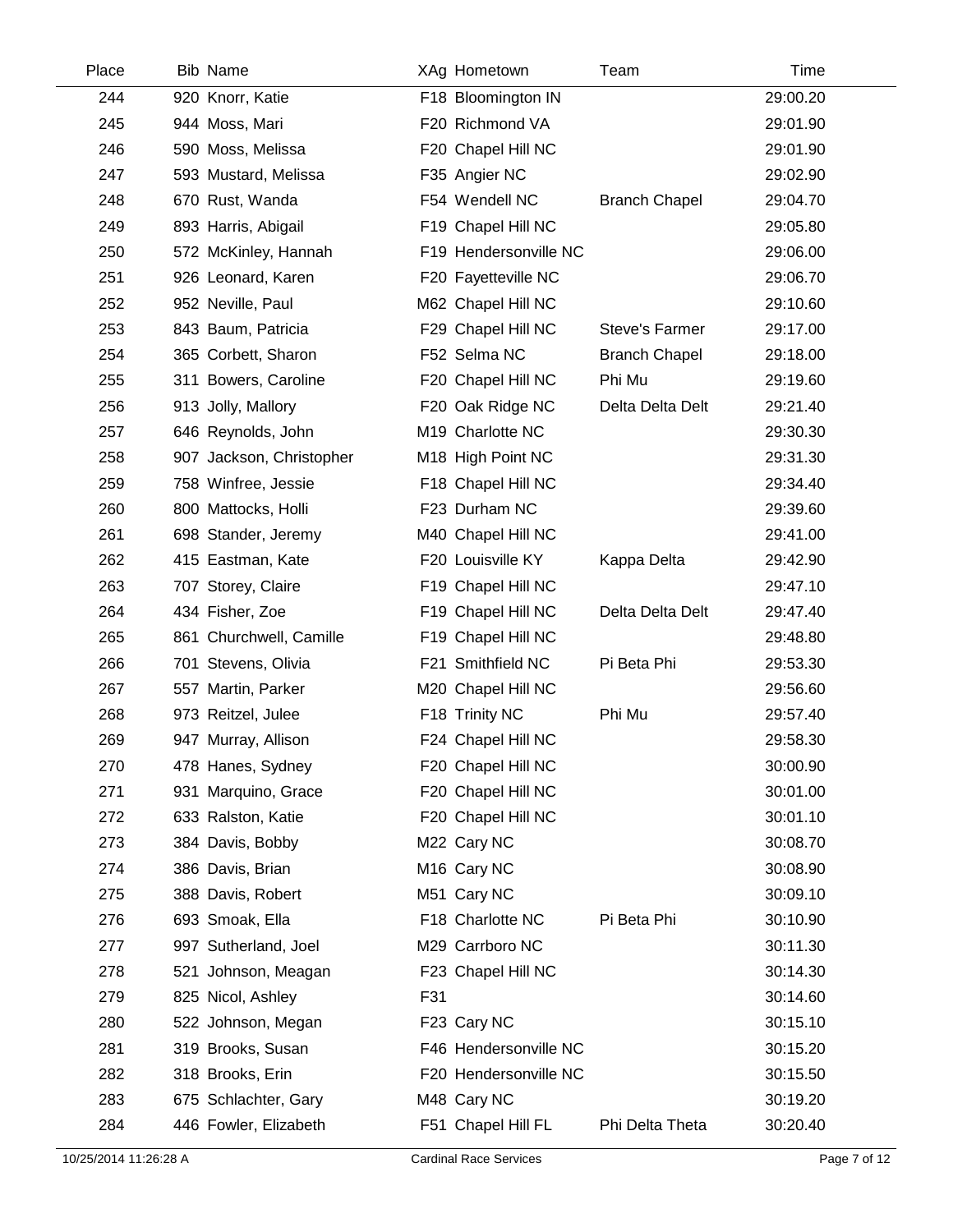| Place | Bib | Name | XAg | Hometown | Team | Time |
|---|---|---|---|---|---|---|
| 244 | 920 | Knorr, Katie | F18 | Bloomington IN | | 29:00.20 |
| 245 | 944 | Moss, Mari | F20 | Richmond VA | | 29:01.90 |
| 246 | 590 | Moss, Melissa | F20 | Chapel Hill NC | | 29:01.90 |
| 247 | 593 | Mustard, Melissa | F35 | Angier NC | | 29:02.90 |
| 248 | 670 | Rust, Wanda | F54 | Wendell NC | Branch Chapel | 29:04.70 |
| 249 | 893 | Harris, Abigail | F19 | Chapel Hill NC | | 29:05.80 |
| 250 | 572 | McKinley, Hannah | F19 | Hendersonville NC | | 29:06.00 |
| 251 | 926 | Leonard, Karen | F20 | Fayetteville NC | | 29:06.70 |
| 252 | 952 | Neville, Paul | M62 | Chapel Hill NC | | 29:10.60 |
| 253 | 843 | Baum, Patricia | F29 | Chapel Hill NC | Steve's Farmer | 29:17.00 |
| 254 | 365 | Corbett, Sharon | F52 | Selma NC | Branch Chapel | 29:18.00 |
| 255 | 311 | Bowers, Caroline | F20 | Chapel Hill NC | Phi Mu | 29:19.60 |
| 256 | 913 | Jolly, Mallory | F20 | Oak Ridge NC | Delta Delta Delt | 29:21.40 |
| 257 | 646 | Reynolds, John | M19 | Charlotte NC | | 29:30.30 |
| 258 | 907 | Jackson, Christopher | M18 | High Point NC | | 29:31.30 |
| 259 | 758 | Winfree, Jessie | F18 | Chapel Hill NC | | 29:34.40 |
| 260 | 800 | Mattocks, Holli | F23 | Durham NC | | 29:39.60 |
| 261 | 698 | Stander, Jeremy | M40 | Chapel Hill NC | | 29:41.00 |
| 262 | 415 | Eastman, Kate | F20 | Louisville KY | Kappa Delta | 29:42.90 |
| 263 | 707 | Storey, Claire | F19 | Chapel Hill NC | | 29:47.10 |
| 264 | 434 | Fisher, Zoe | F19 | Chapel Hill NC | Delta Delta Delt | 29:47.40 |
| 265 | 861 | Churchwell, Camille | F19 | Chapel Hill NC | | 29:48.80 |
| 266 | 701 | Stevens, Olivia | F21 | Smithfield NC | Pi Beta Phi | 29:53.30 |
| 267 | 557 | Martin, Parker | M20 | Chapel Hill NC | | 29:56.60 |
| 268 | 973 | Reitzel, Julee | F18 | Trinity NC | Phi Mu | 29:57.40 |
| 269 | 947 | Murray, Allison | F24 | Chapel Hill NC | | 29:58.30 |
| 270 | 478 | Hanes, Sydney | F20 | Chapel Hill NC | | 30:00.90 |
| 271 | 931 | Marquino, Grace | F20 | Chapel Hill NC | | 30:01.00 |
| 272 | 633 | Ralston, Katie | F20 | Chapel Hill NC | | 30:01.10 |
| 273 | 384 | Davis, Bobby | M22 | Cary NC | | 30:08.70 |
| 274 | 386 | Davis, Brian | M16 | Cary NC | | 30:08.90 |
| 275 | 388 | Davis, Robert | M51 | Cary NC | | 30:09.10 |
| 276 | 693 | Smoak, Ella | F18 | Charlotte NC | Pi Beta Phi | 30:10.90 |
| 277 | 997 | Sutherland, Joel | M29 | Carrboro NC | | 30:11.30 |
| 278 | 521 | Johnson, Meagan | F23 | Chapel Hill NC | | 30:14.30 |
| 279 | 825 | Nicol, Ashley | F31 | | | 30:14.60 |
| 280 | 522 | Johnson, Megan | F23 | Cary NC | | 30:15.10 |
| 281 | 319 | Brooks, Susan | F46 | Hendersonville NC | | 30:15.20 |
| 282 | 318 | Brooks, Erin | F20 | Hendersonville NC | | 30:15.50 |
| 283 | 675 | Schlachter, Gary | M48 | Cary NC | | 30:19.20 |
| 284 | 446 | Fowler, Elizabeth | F51 | Chapel Hill FL | Phi Delta Theta | 30:20.40 |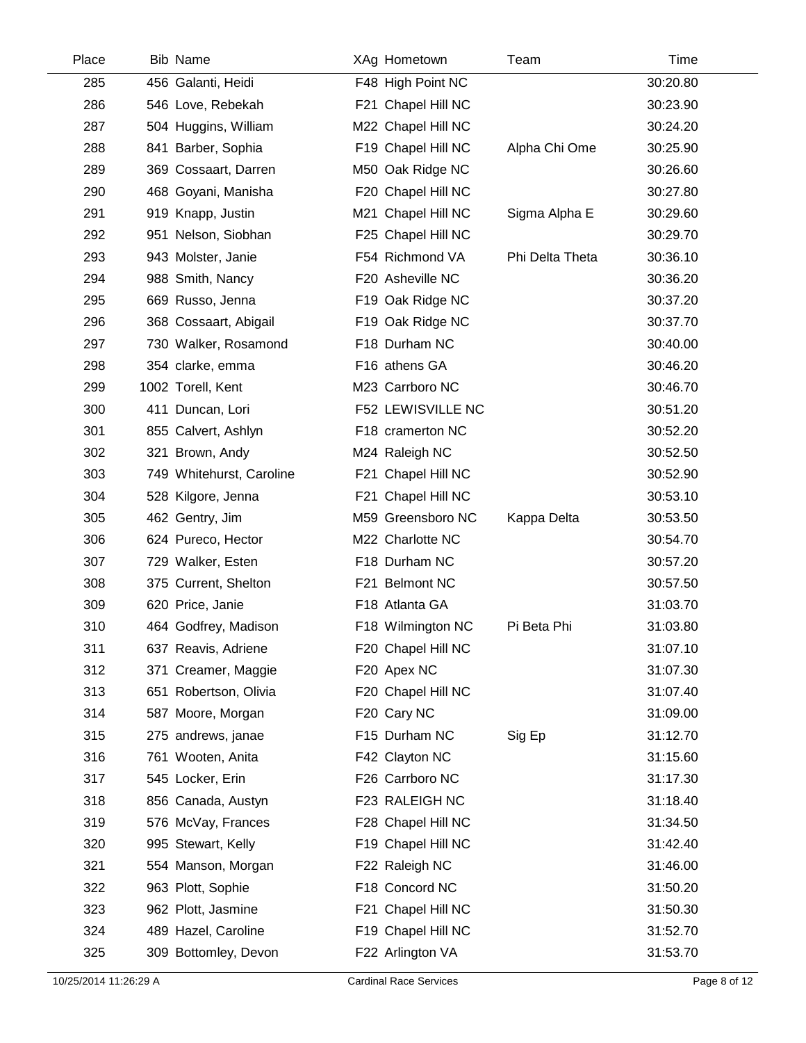| Place | Bib | Name | XAg | Hometown | Team | Time |
|---|---|---|---|---|---|---|
| 285 | 456 | Galanti, Heidi | F48 | High Point NC | | 30:20.80 |
| 286 | 546 | Love, Rebekah | F21 | Chapel Hill NC | | 30:23.90 |
| 287 | 504 | Huggins, William | M22 | Chapel Hill NC | | 30:24.20 |
| 288 | 841 | Barber, Sophia | F19 | Chapel Hill NC | Alpha Chi Ome | 30:25.90 |
| 289 | 369 | Cossaart, Darren | M50 | Oak Ridge NC | | 30:26.60 |
| 290 | 468 | Goyani, Manisha | F20 | Chapel Hill NC | | 30:27.80 |
| 291 | 919 | Knapp, Justin | M21 | Chapel Hill NC | Sigma Alpha E | 30:29.60 |
| 292 | 951 | Nelson, Siobhan | F25 | Chapel Hill NC | | 30:29.70 |
| 293 | 943 | Molster, Janie | F54 | Richmond VA | Phi Delta Theta | 30:36.10 |
| 294 | 988 | Smith, Nancy | F20 | Asheville NC | | 30:36.20 |
| 295 | 669 | Russo, Jenna | F19 | Oak Ridge NC | | 30:37.20 |
| 296 | 368 | Cossaart, Abigail | F19 | Oak Ridge NC | | 30:37.70 |
| 297 | 730 | Walker, Rosamond | F18 | Durham NC | | 30:40.00 |
| 298 | 354 | clarke, emma | F16 | athens GA | | 30:46.20 |
| 299 | 1002 | Torell, Kent | M23 | Carrboro NC | | 30:46.70 |
| 300 | 411 | Duncan, Lori | F52 | LEWISVILLE NC | | 30:51.20 |
| 301 | 855 | Calvert, Ashlyn | F18 | cramerton NC | | 30:52.20 |
| 302 | 321 | Brown, Andy | M24 | Raleigh NC | | 30:52.50 |
| 303 | 749 | Whitehurst, Caroline | F21 | Chapel Hill NC | | 30:52.90 |
| 304 | 528 | Kilgore, Jenna | F21 | Chapel Hill NC | | 30:53.10 |
| 305 | 462 | Gentry, Jim | M59 | Greensboro NC | Kappa Delta | 30:53.50 |
| 306 | 624 | Pureco, Hector | M22 | Charlotte NC | | 30:54.70 |
| 307 | 729 | Walker, Esten | F18 | Durham NC | | 30:57.20 |
| 308 | 375 | Current, Shelton | F21 | Belmont NC | | 30:57.50 |
| 309 | 620 | Price, Janie | F18 | Atlanta GA | | 31:03.70 |
| 310 | 464 | Godfrey, Madison | F18 | Wilmington NC | Pi Beta Phi | 31:03.80 |
| 311 | 637 | Reavis, Adriene | F20 | Chapel Hill NC | | 31:07.10 |
| 312 | 371 | Creamer, Maggie | F20 | Apex NC | | 31:07.30 |
| 313 | 651 | Robertson, Olivia | F20 | Chapel Hill NC | | 31:07.40 |
| 314 | 587 | Moore, Morgan | F20 | Cary NC | | 31:09.00 |
| 315 | 275 | andrews, janae | F15 | Durham NC | Sig Ep | 31:12.70 |
| 316 | 761 | Wooten, Anita | F42 | Clayton NC | | 31:15.60 |
| 317 | 545 | Locker, Erin | F26 | Carrboro NC | | 31:17.30 |
| 318 | 856 | Canada, Austyn | F23 | RALEIGH NC | | 31:18.40 |
| 319 | 576 | McVay, Frances | F28 | Chapel Hill NC | | 31:34.50 |
| 320 | 995 | Stewart, Kelly | F19 | Chapel Hill NC | | 31:42.40 |
| 321 | 554 | Manson, Morgan | F22 | Raleigh NC | | 31:46.00 |
| 322 | 963 | Plott, Sophie | F18 | Concord NC | | 31:50.20 |
| 323 | 962 | Plott, Jasmine | F21 | Chapel Hill NC | | 31:50.30 |
| 324 | 489 | Hazel, Caroline | F19 | Chapel Hill NC | | 31:52.70 |
| 325 | 309 | Bottomley, Devon | F22 | Arlington VA | | 31:53.70 |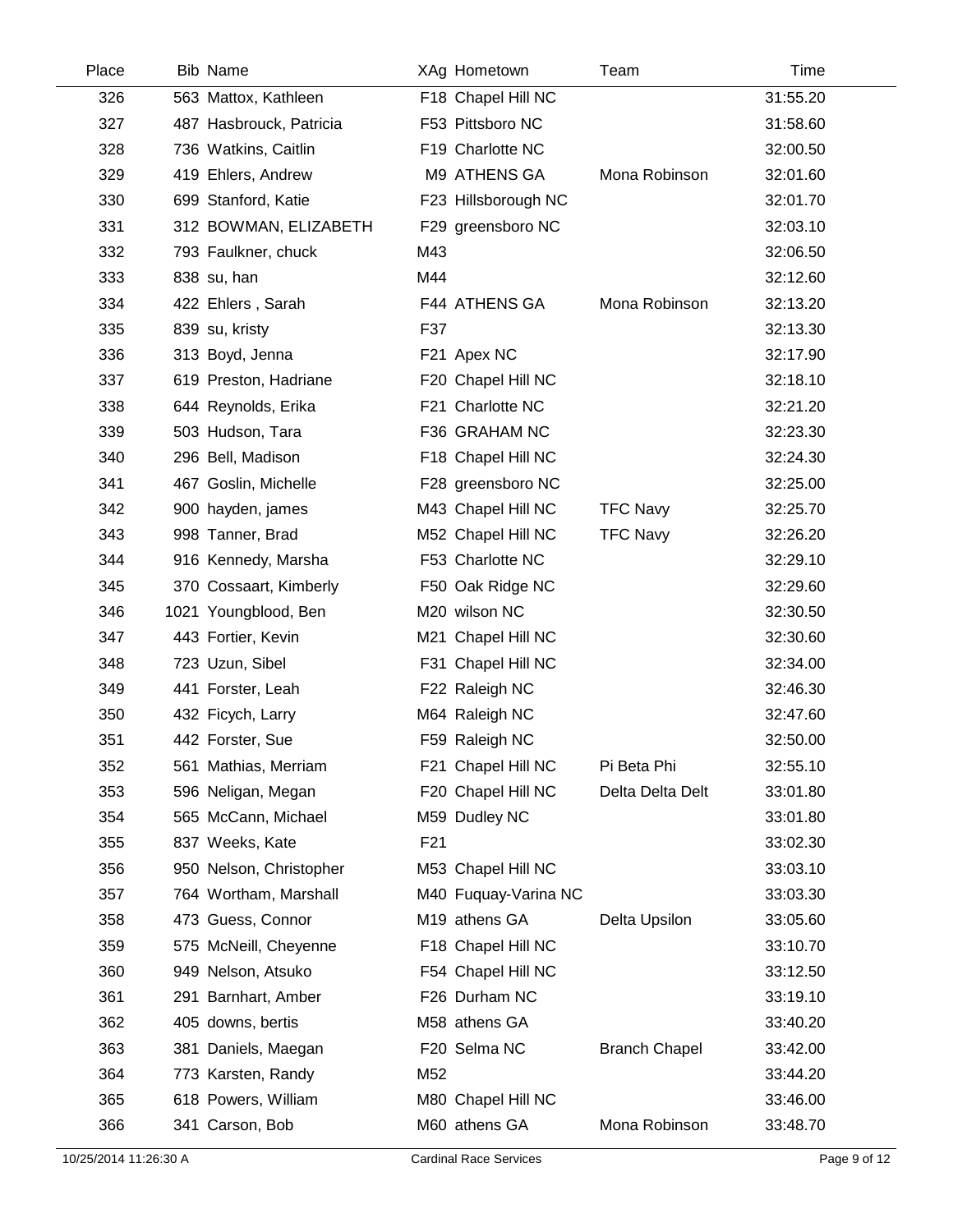| Place | Bib | Name | XAg | Hometown | Team | Time |
|---|---|---|---|---|---|---|
| 326 | 563 | Mattox, Kathleen | F18 | Chapel Hill NC | | 31:55.20 |
| 327 | 487 | Hasbrouck, Patricia | F53 | Pittsboro NC | | 31:58.60 |
| 328 | 736 | Watkins, Caitlin | F19 | Charlotte NC | | 32:00.50 |
| 329 | 419 | Ehlers, Andrew | M9 | ATHENS GA | Mona Robinson | 32:01.60 |
| 330 | 699 | Stanford, Katie | F23 | Hillsborough NC | | 32:01.70 |
| 331 | 312 | BOWMAN, ELIZABETH | F29 | greensboro NC | | 32:03.10 |
| 332 | 793 | Faulkner, chuck | M43 | | | 32:06.50 |
| 333 | 838 | su, han | M44 | | | 32:12.60 |
| 334 | 422 | Ehlers , Sarah | F44 | ATHENS GA | Mona Robinson | 32:13.20 |
| 335 | 839 | su, kristy | F37 | | | 32:13.30 |
| 336 | 313 | Boyd, Jenna | F21 | Apex NC | | 32:17.90 |
| 337 | 619 | Preston, Hadriane | F20 | Chapel Hill NC | | 32:18.10 |
| 338 | 644 | Reynolds, Erika | F21 | Charlotte NC | | 32:21.20 |
| 339 | 503 | Hudson, Tara | F36 | GRAHAM NC | | 32:23.30 |
| 340 | 296 | Bell, Madison | F18 | Chapel Hill NC | | 32:24.30 |
| 341 | 467 | Goslin, Michelle | F28 | greensboro NC | | 32:25.00 |
| 342 | 900 | hayden, james | M43 | Chapel Hill NC | TFC Navy | 32:25.70 |
| 343 | 998 | Tanner, Brad | M52 | Chapel Hill NC | TFC Navy | 32:26.20 |
| 344 | 916 | Kennedy, Marsha | F53 | Charlotte NC | | 32:29.10 |
| 345 | 370 | Cossaart, Kimberly | F50 | Oak Ridge NC | | 32:29.60 |
| 346 | 1021 | Youngblood, Ben | M20 | wilson NC | | 32:30.50 |
| 347 | 443 | Fortier, Kevin | M21 | Chapel Hill NC | | 32:30.60 |
| 348 | 723 | Uzun, Sibel | F31 | Chapel Hill NC | | 32:34.00 |
| 349 | 441 | Forster, Leah | F22 | Raleigh NC | | 32:46.30 |
| 350 | 432 | Ficych, Larry | M64 | Raleigh NC | | 32:47.60 |
| 351 | 442 | Forster, Sue | F59 | Raleigh NC | | 32:50.00 |
| 352 | 561 | Mathias, Merriam | F21 | Chapel Hill NC | Pi Beta Phi | 32:55.10 |
| 353 | 596 | Neligan, Megan | F20 | Chapel Hill NC | Delta Delta Delt | 33:01.80 |
| 354 | 565 | McCann, Michael | M59 | Dudley NC | | 33:01.80 |
| 355 | 837 | Weeks, Kate | F21 | | | 33:02.30 |
| 356 | 950 | Nelson, Christopher | M53 | Chapel Hill NC | | 33:03.10 |
| 357 | 764 | Wortham, Marshall | M40 | Fuquay-Varina NC | | 33:03.30 |
| 358 | 473 | Guess, Connor | M19 | athens GA | Delta Upsilon | 33:05.60 |
| 359 | 575 | McNeill, Cheyenne | F18 | Chapel Hill NC | | 33:10.70 |
| 360 | 949 | Nelson, Atsuko | F54 | Chapel Hill NC | | 33:12.50 |
| 361 | 291 | Barnhart, Amber | F26 | Durham NC | | 33:19.10 |
| 362 | 405 | downs, bertis | M58 | athens GA | | 33:40.20 |
| 363 | 381 | Daniels, Maegan | F20 | Selma NC | Branch Chapel | 33:42.00 |
| 364 | 773 | Karsten, Randy | M52 | | | 33:44.20 |
| 365 | 618 | Powers, William | M80 | Chapel Hill NC | | 33:46.00 |
| 366 | 341 | Carson, Bob | M60 | athens GA | Mona Robinson | 33:48.70 |

10/25/2014 11:26:30 A Cardinal Race Services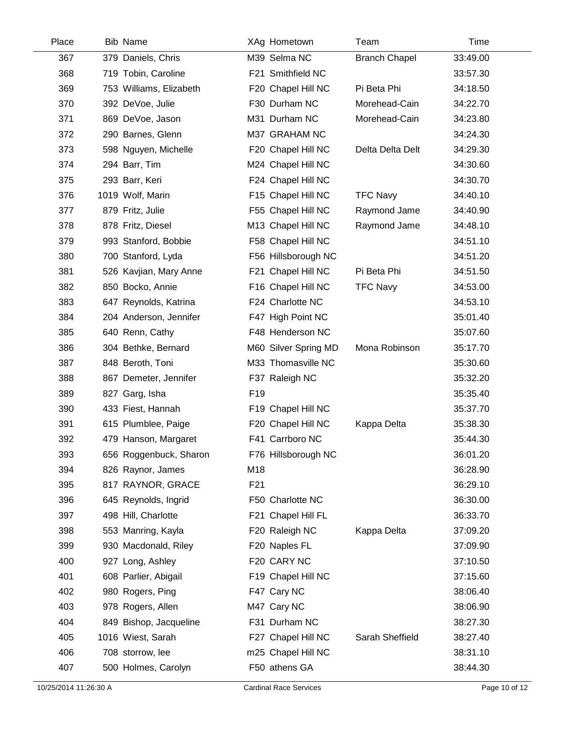| Place | Bib | Name | XAg | Hometown | Team | Time |
|---|---|---|---|---|---|---|
| 367 | 379 | Daniels, Chris | M39 | Selma NC | Branch Chapel | 33:49.00 |
| 368 | 719 | Tobin, Caroline | F21 | Smithfield NC | | 33:57.30 |
| 369 | 753 | Williams, Elizabeth | F20 | Chapel Hill NC | Pi Beta Phi | 34:18.50 |
| 370 | 392 | DeVoe, Julie | F30 | Durham NC | Morehead-Cain | 34:22.70 |
| 371 | 869 | DeVoe, Jason | M31 | Durham NC | Morehead-Cain | 34:23.80 |
| 372 | 290 | Barnes, Glenn | M37 | GRAHAM NC | | 34:24.30 |
| 373 | 598 | Nguyen, Michelle | F20 | Chapel Hill NC | Delta Delta Delt | 34:29.30 |
| 374 | 294 | Barr, Tim | M24 | Chapel Hill NC | | 34:30.60 |
| 375 | 293 | Barr, Keri | F24 | Chapel Hill NC | | 34:30.70 |
| 376 | 1019 | Wolf, Marin | F15 | Chapel Hill NC | TFC Navy | 34:40.10 |
| 377 | 879 | Fritz, Julie | F55 | Chapel Hill NC | Raymond Jame | 34:40.90 |
| 378 | 878 | Fritz, Diesel | M13 | Chapel Hill NC | Raymond Jame | 34:48.10 |
| 379 | 993 | Stanford, Bobbie | F58 | Chapel Hill NC | | 34:51.10 |
| 380 | 700 | Stanford, Lyda | F56 | Hillsborough NC | | 34:51.20 |
| 381 | 526 | Kavjian, Mary Anne | F21 | Chapel Hill NC | Pi Beta Phi | 34:51.50 |
| 382 | 850 | Bocko, Annie | F16 | Chapel Hill NC | TFC Navy | 34:53.00 |
| 383 | 647 | Reynolds, Katrina | F24 | Charlotte NC | | 34:53.10 |
| 384 | 204 | Anderson, Jennifer | F47 | High Point NC | | 35:01.40 |
| 385 | 640 | Renn, Cathy | F48 | Henderson NC | | 35:07.60 |
| 386 | 304 | Bethke, Bernard | M60 | Silver Spring MD | Mona Robinson | 35:17.70 |
| 387 | 848 | Beroth, Toni | M33 | Thomasville NC | | 35:30.60 |
| 388 | 867 | Demeter, Jennifer | F37 | Raleigh NC | | 35:32.20 |
| 389 | 827 | Garg, Isha | F19 | | | 35:35.40 |
| 390 | 433 | Fiest, Hannah | F19 | Chapel Hill NC | | 35:37.70 |
| 391 | 615 | Plumblee, Paige | F20 | Chapel Hill NC | Kappa Delta | 35:38.30 |
| 392 | 479 | Hanson, Margaret | F41 | Carrboro NC | | 35:44.30 |
| 393 | 656 | Roggenbuck, Sharon | F76 | Hillsborough NC | | 36:01.20 |
| 394 | 826 | Raynor, James | M18 | | | 36:28.90 |
| 395 | 817 | RAYNOR, GRACE | F21 | | | 36:29.10 |
| 396 | 645 | Reynolds, Ingrid | F50 | Charlotte NC | | 36:30.00 |
| 397 | 498 | Hill, Charlotte | F21 | Chapel Hill FL | | 36:33.70 |
| 398 | 553 | Manring, Kayla | F20 | Raleigh NC | Kappa Delta | 37:09.20 |
| 399 | 930 | Macdonald, Riley | F20 | Naples FL | | 37:09.90 |
| 400 | 927 | Long, Ashley | F20 | CARY NC | | 37:10.50 |
| 401 | 608 | Parlier, Abigail | F19 | Chapel Hill NC | | 37:15.60 |
| 402 | 980 | Rogers, Ping | F47 | Cary NC | | 38:06.40 |
| 403 | 978 | Rogers, Allen | M47 | Cary NC | | 38:06.90 |
| 404 | 849 | Bishop, Jacqueline | F31 | Durham NC | | 38:27.30 |
| 405 | 1016 | Wiest, Sarah | F27 | Chapel Hill NC | Sarah Sheffield | 38:27.40 |
| 406 | 708 | storrow, lee | m25 | Chapel Hill NC | | 38:31.10 |
| 407 | 500 | Holmes, Carolyn | F50 | athens GA | | 38:44.30 |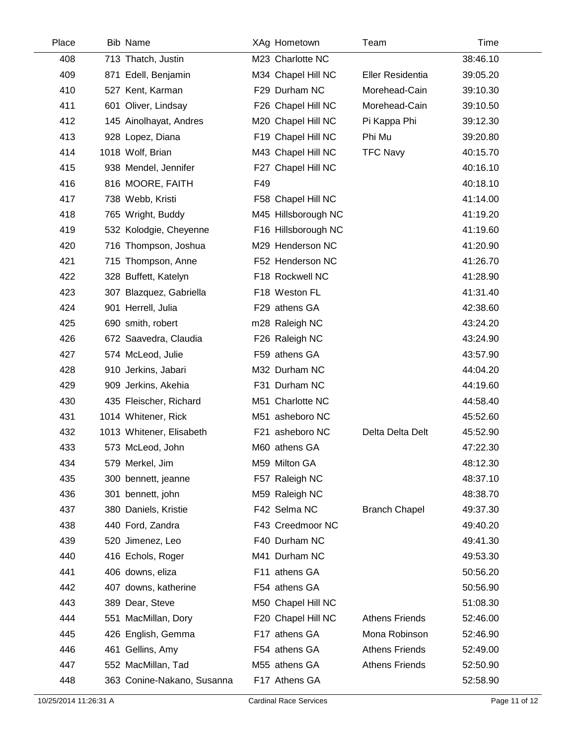| Place | Bib | Name | XAg | Hometown | Team | Time |
|---|---|---|---|---|---|---|
| 408 | 713 | Thatch, Justin | M23 | Charlotte NC | | 38:46.10 |
| 409 | 871 | Edell, Benjamin | M34 | Chapel Hill NC | Eller Residentia | 39:05.20 |
| 410 | 527 | Kent, Karman | F29 | Durham NC | Morehead-Cain | 39:10.30 |
| 411 | 601 | Oliver, Lindsay | F26 | Chapel Hill NC | Morehead-Cain | 39:10.50 |
| 412 | 145 | Ainolhayat, Andres | M20 | Chapel Hill NC | Pi Kappa Phi | 39:12.30 |
| 413 | 928 | Lopez, Diana | F19 | Chapel Hill NC | Phi Mu | 39:20.80 |
| 414 | 1018 | Wolf, Brian | M43 | Chapel Hill NC | TFC Navy | 40:15.70 |
| 415 | 938 | Mendel, Jennifer | F27 | Chapel Hill NC | | 40:16.10 |
| 416 | 816 | MOORE, FAITH | F49 | | | 40:18.10 |
| 417 | 738 | Webb, Kristi | F58 | Chapel Hill NC | | 41:14.00 |
| 418 | 765 | Wright, Buddy | M45 | Hillsborough NC | | 41:19.20 |
| 419 | 532 | Kolodgie, Cheyenne | F16 | Hillsborough NC | | 41:19.60 |
| 420 | 716 | Thompson, Joshua | M29 | Henderson NC | | 41:20.90 |
| 421 | 715 | Thompson, Anne | F52 | Henderson NC | | 41:26.70 |
| 422 | 328 | Buffett, Katelyn | F18 | Rockwell NC | | 41:28.90 |
| 423 | 307 | Blazquez, Gabriella | F18 | Weston FL | | 41:31.40 |
| 424 | 901 | Herrell, Julia | F29 | athens GA | | 42:38.60 |
| 425 | 690 | smith, robert | m28 | Raleigh NC | | 43:24.20 |
| 426 | 672 | Saavedra, Claudia | F26 | Raleigh NC | | 43:24.90 |
| 427 | 574 | McLeod, Julie | F59 | athens GA | | 43:57.90 |
| 428 | 910 | Jerkins, Jabari | M32 | Durham NC | | 44:04.20 |
| 429 | 909 | Jerkins, Akehia | F31 | Durham NC | | 44:19.60 |
| 430 | 435 | Fleischer, Richard | M51 | Charlotte NC | | 44:58.40 |
| 431 | 1014 | Whitener, Rick | M51 | asheboro NC | | 45:52.60 |
| 432 | 1013 | Whitener, Elisabeth | F21 | asheboro NC | Delta Delta Delt | 45:52.90 |
| 433 | 573 | McLeod, John | M60 | athens GA | | 47:22.30 |
| 434 | 579 | Merkel, Jim | M59 | Milton GA | | 48:12.30 |
| 435 | 300 | bennett, jeanne | F57 | Raleigh NC | | 48:37.10 |
| 436 | 301 | bennett, john | M59 | Raleigh NC | | 48:38.70 |
| 437 | 380 | Daniels, Kristie | F42 | Selma NC | Branch Chapel | 49:37.30 |
| 438 | 440 | Ford, Zandra | F43 | Creedmoor NC | | 49:40.20 |
| 439 | 520 | Jimenez, Leo | F40 | Durham NC | | 49:41.30 |
| 440 | 416 | Echols, Roger | M41 | Durham NC | | 49:53.30 |
| 441 | 406 | downs, eliza | F11 | athens GA | | 50:56.20 |
| 442 | 407 | downs, katherine | F54 | athens GA | | 50:56.90 |
| 443 | 389 | Dear, Steve | M50 | Chapel Hill NC | | 51:08.30 |
| 444 | 551 | MacMillan, Dory | F20 | Chapel Hill NC | Athens Friends | 52:46.00 |
| 445 | 426 | English, Gemma | F17 | athens GA | Mona Robinson | 52:46.90 |
| 446 | 461 | Gellins, Amy | F54 | athens GA | Athens Friends | 52:49.00 |
| 447 | 552 | MacMillan, Tad | M55 | athens GA | Athens Friends | 52:50.90 |
| 448 | 363 | Conine-Nakano, Susanna | F17 | Athens GA | | 52:58.90 |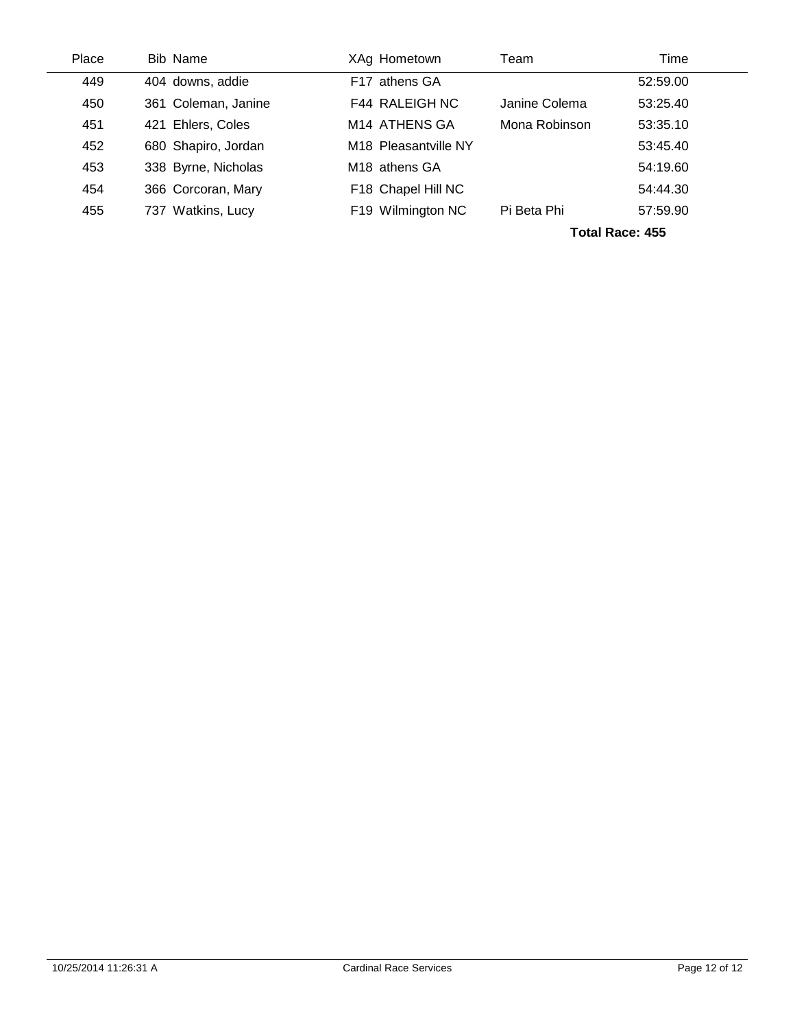| Place | Bib | Name | XAg | Hometown | Team | Time |
|---|---|---|---|---|---|---|
| 449 | 404 | downs, addie | F17 | athens GA | | 52:59.00 |
| 450 | 361 | Coleman, Janine | F44 | RALEIGH NC | Janine Colema | 53:25.40 |
| 451 | 421 | Ehlers, Coles | M14 | ATHENS GA | Mona Robinson | 53:35.10 |
| 452 | 680 | Shapiro, Jordan | M18 | Pleasantville NY | | 53:45.40 |
| 453 | 338 | Byrne, Nicholas | M18 | athens GA | | 54:19.60 |
| 454 | 366 | Corcoran, Mary | F18 | Chapel Hill NC | | 54:44.30 |
| 455 | 737 | Watkins, Lucy | F19 | Wilmington NC | Pi Beta Phi | 57:59.90 |

**Total Race: 455**

10/25/2014 11:26:31 A

Cardinal Race Services